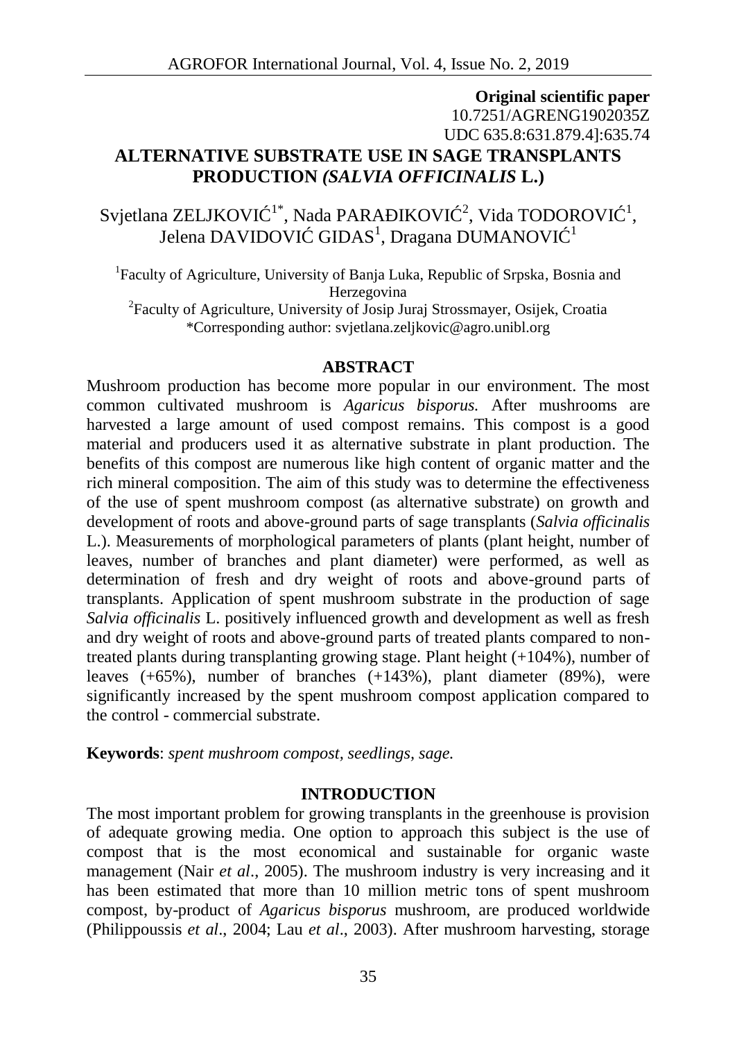**Original scientific paper**
10.7251/AGRENG1902035Z
UDC 635.8:631.879.4]:635.74

# ALTERNATIVE SUBSTRATE USE IN SAGE TRANSPLANTS PRODUCTION *(SALVIA OFFICINALIS* L.)

Svjetlana ZELJKOVIĆ[1*], Nada PARAĐIKOVIĆ[2], Vida TODOROVIĆ[1], Jelena DAVIDOVIĆ GIDAS[1], Dragana DUMANOVIĆ[1]

[1]Faculty of Agriculture, University of Banja Luka, Republic of Srpska, Bosnia and Herzegovina
[2]Faculty of Agriculture, University of Josip Juraj Strossmayer, Osijek, Croatia
*Corresponding author: svjetlana.zeljkovic@agro.unibl.org

## ABSTRACT

Mushroom production has become more popular in our environment. The most common cultivated mushroom is *Agaricus bisporus.* After mushrooms are harvested a large amount of used compost remains. This compost is a good material and producers used it as alternative substrate in plant production. The benefits of this compost are numerous like high content of organic matter and the rich mineral composition. The aim of this study was to determine the effectiveness of the use of spent mushroom compost (as alternative substrate) on growth and development of roots and above-ground parts of sage transplants (*Salvia officinalis* L.). Measurements of morphological parameters of plants (plant height, number of leaves, number of branches and plant diameter) were performed, as well as determination of fresh and dry weight of roots and above-ground parts of transplants. Application of spent mushroom substrate in the production of sage *Salvia officinalis* L. positively influenced growth and development as well as fresh and dry weight of roots and above-ground parts of treated plants compared to non-treated plants during transplanting growing stage. Plant height (+104%), number of leaves (+65%), number of branches (+143%), plant diameter (89%), were significantly increased by the spent mushroom compost application compared to the control - commercial substrate.

**Keywords**: *spent mushroom compost, seedlings, sage.*

## INTRODUCTION

The most important problem for growing transplants in the greenhouse is provision of adequate growing media. One option to approach this subject is the use of compost that is the most economical and sustainable for organic waste management (Nair *et al*., 2005). The mushroom industry is very increasing and it has been estimated that more than 10 million metric tons of spent mushroom compost, by-product of *Agaricus bisporus* mushroom, are produced worldwide (Philippoussis *et al*., 2004; Lau *et al*., 2003). After mushroom harvesting, storage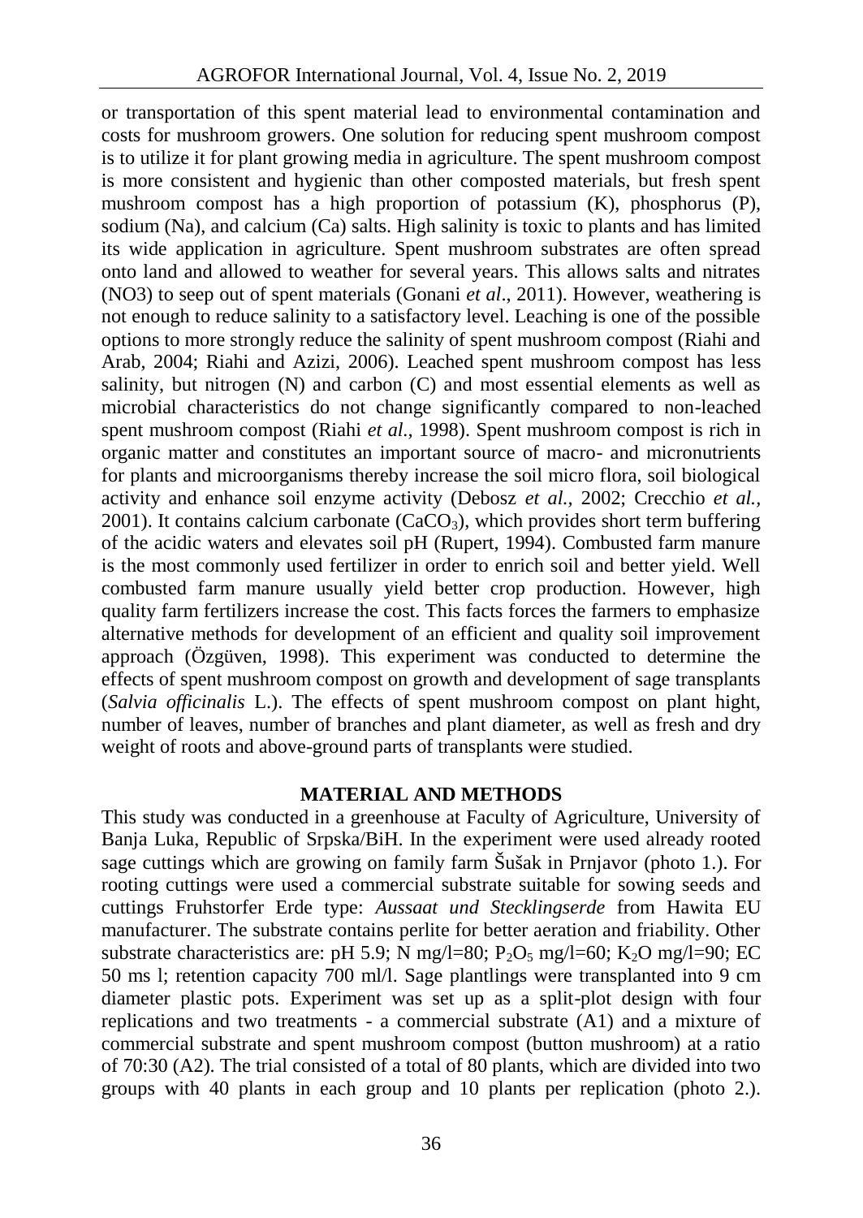or transportation of this spent material lead to environmental contamination and costs for mushroom growers. One solution for reducing spent mushroom compost is to utilize it for plant growing media in agriculture. The spent mushroom compost is more consistent and hygienic than other composted materials, but fresh spent mushroom compost has a high proportion of potassium (K), phosphorus (P), sodium (Na), and calcium (Ca) salts. High salinity is toxic to plants and has limited its wide application in agriculture. Spent mushroom substrates are often spread onto land and allowed to weather for several years. This allows salts and nitrates (NO3) to seep out of spent materials (Gonani *et al*., 2011). However, weathering is not enough to reduce salinity to a satisfactory level. Leaching is one of the possible options to more strongly reduce the salinity of spent mushroom compost (Riahi and Arab, 2004; Riahi and Azizi, 2006). Leached spent mushroom compost has less salinity, but nitrogen (N) and carbon (C) and most essential elements as well as microbial characteristics do not change significantly compared to non-leached spent mushroom compost (Riahi *et al.*, 1998). Spent mushroom compost is rich in organic matter and constitutes an important source of macro- and micronutrients for plants and microorganisms thereby increase the soil micro flora, soil biological activity and enhance soil enzyme activity (Debosz *et al.*, 2002; Crecchio *et al.*, 2001). It contains calcium carbonate ($CaCO_3$), which provides short term buffering of the acidic waters and elevates soil pH (Rupert, 1994). Combusted farm manure is the most commonly used fertilizer in order to enrich soil and better yield. Well combusted farm manure usually yield better crop production. However, high quality farm fertilizers increase the cost. This facts forces the farmers to emphasize alternative methods for development of an efficient and quality soil improvement approach (Özgüven, 1998). This experiment was conducted to determine the effects of spent mushroom compost on growth and development of sage transplants (*Salvia officinalis* L.). The effects of spent mushroom compost on plant hight, number of leaves, number of branches and plant diameter, as well as fresh and dry weight of roots and above-ground parts of transplants were studied.

## MATERIAL AND METHODS

This study was conducted in a greenhouse at Faculty of Agriculture, University of Banja Luka, Republic of Srpska/BiH. In the experiment were used already rooted sage cuttings which are growing on family farm Šušak in Prnjavor (photo 1.). For rooting cuttings were used a commercial substrate suitable for sowing seeds and cuttings Fruhstorfer Erde type: *Aussaat und Stecklingserde* from Hawita EU manufacturer. The substrate contains perlite for better aeration and friability. Other substrate characteristics are: pH 5.9; N mg/l=80; $P_2O_5$ mg/l=60; $K_2O$ mg/l=90; EC 50 ms l; retention capacity 700 ml/l. Sage plantlings were transplanted into 9 cm diameter plastic pots. Experiment was set up as a split-plot design with four replications and two treatments - a commercial substrate (A1) and a mixture of commercial substrate and spent mushroom compost (button mushroom) at a ratio of 70:30 (A2). The trial consisted of a total of 80 plants, which are divided into two groups with 40 plants in each group and 10 plants per replication (photo 2.).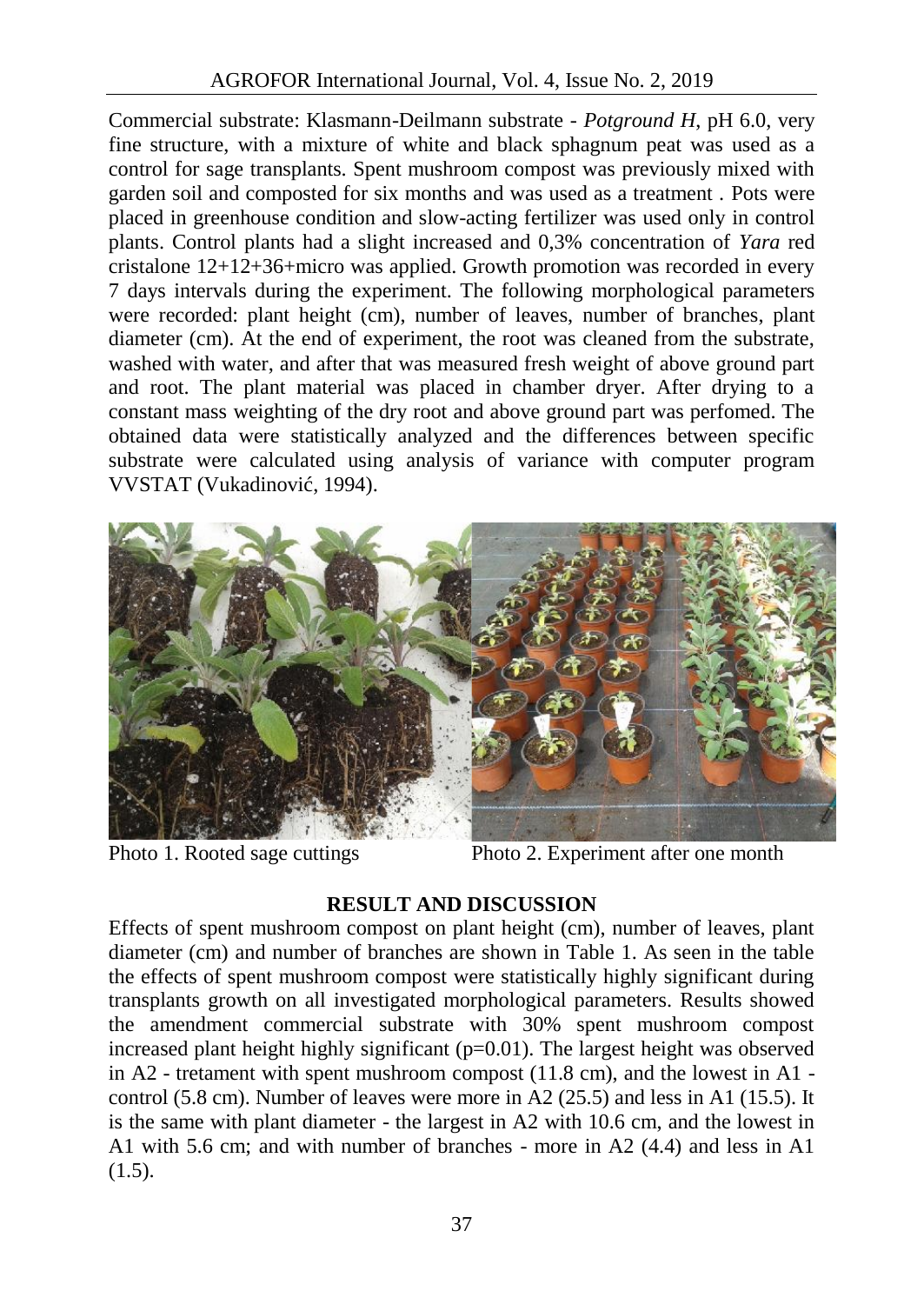Commercial substrate: Klasmann-Deilmann substrate - *Potground H*, pH 6.0, very fine structure, with a mixture of white and black sphagnum peat was used as a control for sage transplants. Spent mushroom compost was previously mixed with garden soil and composted for six months and was used as a treatment . Pots were placed in greenhouse condition and slow-acting fertilizer was used only in control plants. Control plants had a slight increased and 0,3% concentration of *Yara* red cristalone 12+12+36+micro was applied. Growth promotion was recorded in every 7 days intervals during the experiment. The following morphological parameters were recorded: plant height (cm), number of leaves, number of branches, plant diameter (cm). At the end of experiment, the root was cleaned from the substrate, washed with water, and after that was measured fresh weight of above ground part and root. The plant material was placed in chamber dryer. After drying to a constant mass weighting of the dry root and above ground part was perfomed. The obtained data were statistically analyzed and the differences between specific substrate were calculated using analysis of variance with computer program VVSTAT (Vukadinović, 1994).

Photo 1. Rooted sage cuttings

Photo 2. Experiment after one month

## RESULT AND DISCUSSION

Effects of spent mushroom compost on plant height (cm), number of leaves, plant diameter (cm) and number of branches are shown in Table 1. As seen in the table the effects of spent mushroom compost were statistically highly significant during transplants growth on all investigated morphological parameters. Results showed the amendment commercial substrate with 30% spent mushroom compost increased plant height highly significant ($p=0.01$). The largest height was observed in A2 - tretament with spent mushroom compost (11.8 cm), and the lowest in A1 - control (5.8 cm). Number of leaves were more in A2 (25.5) and less in A1 (15.5). It is the same with plant diameter - the largest in A2 with 10.6 cm, and the lowest in A1 with 5.6 cm; and with number of branches - more in A2 (4.4) and less in A1 (1.5).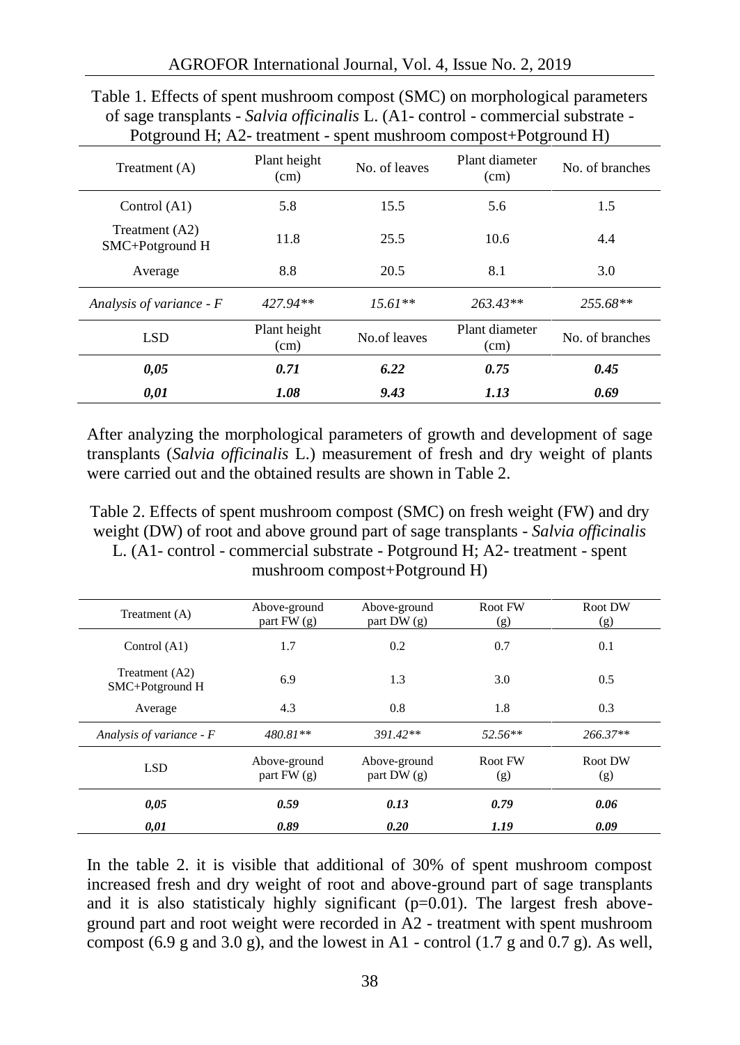Table 1. Effects of spent mushroom compost (SMC) on morphological parameters of sage transplants - *Salvia officinalis* L. (A1- control - commercial substrate - Potground H; A2- treatment - spent mushroom compost+Potground H)

| Treatment (A) | Plant height (cm) | No. of leaves | Plant diameter (cm) | No. of branches |
|---|---|---|---|---|
| Control (A1) | 5.8 | 15.5 | 5.6 | 1.5 |
| Treatment (A2) SMC+Potground H | 11.8 | 25.5 | 10.6 | 4.4 |
| Average | 8.8 | 20.5 | 8.1 | 3.0 |
| *Analysis of variance - F* | *427.94*** | *15.61*** | *263.43*** | *255.68*** |
| LSD | Plant height (cm) | No.of leaves | Plant diameter (cm) | No. of branches |
| ***0,05*** | ***0.71*** | ***6.22*** | ***0.75*** | ***0.45*** |
| ***0,01*** | ***1.08*** | ***9.43*** | ***1.13*** | ***0.69*** |

After analyzing the morphological parameters of growth and development of sage transplants (*Salvia officinalis* L.) measurement of fresh and dry weight of plants were carried out and the obtained results are shown in Table 2.

Table 2. Effects of spent mushroom compost (SMC) on fresh weight (FW) and dry weight (DW) of root and above ground part of sage transplants - *Salvia officinalis* L. (A1- control - commercial substrate - Potground H; A2- treatment - spent mushroom compost+Potground H)

| Treatment (A) | Above-ground part FW (g) | Above-ground part DW (g) | Root FW (g) | Root DW (g) |
|---|---|---|---|---|
| Control (A1) | 1.7 | 0.2 | 0.7 | 0.1 |
| Treatment (A2) SMC+Potground H | 6.9 | 1.3 | 3.0 | 0.5 |
| Average | 4.3 | 0.8 | 1.8 | 0.3 |
| *Analysis of variance - F* | *480.81*** | *391.42*** | *52.56*** | *266.37*** |
| LSD | Above-ground part FW (g) | Above-ground part DW (g) | Root FW (g) | Root DW (g) |
| ***0,05*** | ***0.59*** | ***0.13*** | ***0.79*** | ***0.06*** |
| ***0,01*** | ***0.89*** | ***0.20*** | ***1.19*** | ***0.09*** |

In the table 2. it is visible that additional of 30% of spent mushroom compost increased fresh and dry weight of root and above-ground part of sage transplants and it is also statisticaly highly significant ($p=0.01$). The largest fresh above-ground part and root weight were recorded in A2 - treatment with spent mushroom compost (6.9 g and 3.0 g), and the lowest in A1 - control (1.7 g and 0.7 g). As well,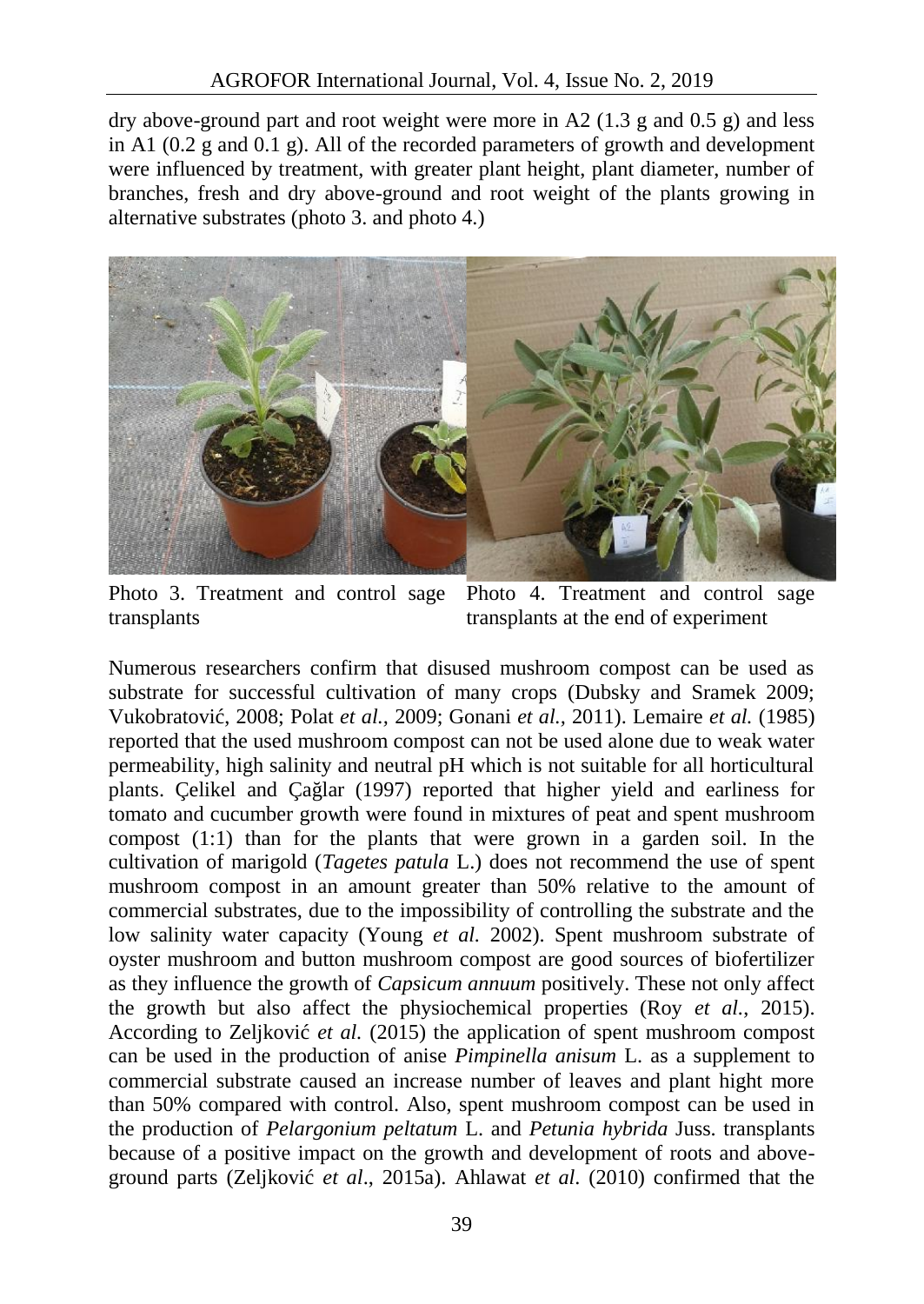dry above-ground part and root weight were more in A2 (1.3 g and 0.5 g) and less in A1 (0.2 g and 0.1 g). All of the recorded parameters of growth and development were influenced by treatment, with greater plant height, plant diameter, number of branches, fresh and dry above-ground and root weight of the plants growing in alternative substrates (photo 3. and photo 4.)

Photo 3. Treatment and control sage transplants

Photo 4. Treatment and control sage transplants at the end of experiment

Numerous researchers confirm that disused mushroom compost can be used as substrate for successful cultivation of many crops (Dubsky and Sramek 2009; Vukobratović, 2008; Polat *et al.,* 2009; Gonani *et al.,* 2011). Lemaire *et al.* (1985) reported that the used mushroom compost can not be used alone due to weak water permeability, high salinity and neutral pH which is not suitable for all horticultural plants. Çelikel and Çağlar (1997) reported that higher yield and earliness for tomato and cucumber growth were found in mixtures of peat and spent mushroom compost (1:1) than for the plants that were grown in a garden soil. In the cultivation of marigold (*Tagetes patula* L.) does not recommend the use of spent mushroom compost in an amount greater than 50% relative to the amount of commercial substrates, due to the impossibility of controlling the substrate and the low salinity water capacity (Young *et al.* 2002). Spent mushroom substrate of oyster mushroom and button mushroom compost are good sources of biofertilizer as they influence the growth of *Capsicum annuum* positively. These not only affect the growth but also affect the physiochemical properties (Roy *et al.*, 2015). According to Zeljković *et al.* (2015) the application of spent mushroom compost can be used in the production of anise *Pimpinella anisum* L. as a supplement to commercial substrate caused an increase number of leaves and plant hight more than 50% compared with control. Also, spent mushroom compost can be used in the production of *Pelargonium peltatum* L. and *Petunia hybrida* Juss. transplants because of a positive impact on the growth and development of roots and above-ground parts (Zeljković *et al*., 2015a). Ahlawat *et al*. (2010) confirmed that the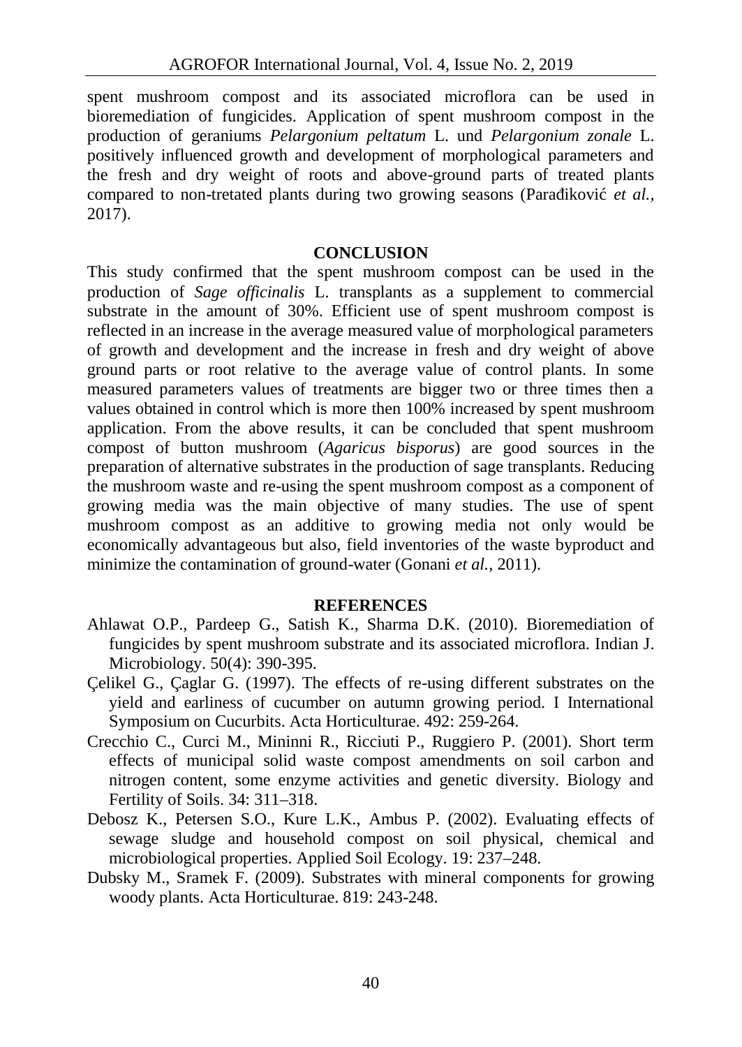spent mushroom compost and its associated microflora can be used in bioremediation of fungicides. Application of spent mushroom compost in the production of geraniums *Pelargonium peltatum* L. und *Pelargonium zonale* L. positively influenced growth and development of morphological parameters and the fresh and dry weight of roots and above-ground parts of treated plants compared to non-tretated plants during two growing seasons (Parađiković *et al.*, 2017).

## CONCLUSION

This study confirmed that the spent mushroom compost can be used in the production of *Sage officinalis* L. transplants as a supplement to commercial substrate in the amount of 30%. Efficient use of spent mushroom compost is reflected in an increase in the average measured value of morphological parameters of growth and development and the increase in fresh and dry weight of above ground parts or root relative to the average value of control plants. In some measured parameters values of treatments are bigger two or three times then a values obtained in control which is more then 100% increased by spent mushroom application. From the above results, it can be concluded that spent mushroom compost of button mushroom (*Agaricus bisporus*) are good sources in the preparation of alternative substrates in the production of sage transplants. Reducing the mushroom waste and re-using the spent mushroom compost as a component of growing media was the main objective of many studies. The use of spent mushroom compost as an additive to growing media not only would be economically advantageous but also, field inventories of the waste byproduct and minimize the contamination of ground-water (Gonani *et al.*, 2011).

## REFERENCES

Ahlawat O.P., Pardeep G., Satish K., Sharma D.K. (2010). Bioremediation of fungicides by spent mushroom substrate and its associated microflora. Indian J. Microbiology. 50(4): 390-395.

Çelikel G., Çaglar G. (1997). The effects of re-using different substrates on the yield and earliness of cucumber on autumn growing period. I International Symposium on Cucurbits. Acta Horticulturae. 492: 259-264.

Crecchio C., Curci M., Mininni R., Ricciuti P., Ruggiero P. (2001). Short term effects of municipal solid waste compost amendments on soil carbon and nitrogen content, some enzyme activities and genetic diversity. Biology and Fertility of Soils. 34: 311–318.

Debosz K., Petersen S.O., Kure L.K., Ambus P. (2002). Evaluating effects of sewage sludge and household compost on soil physical, chemical and microbiological properties. Applied Soil Ecology. 19: 237–248.

Dubsky M., Sramek F. (2009). Substrates with mineral components for growing woody plants. Acta Horticulturae. 819: 243-248.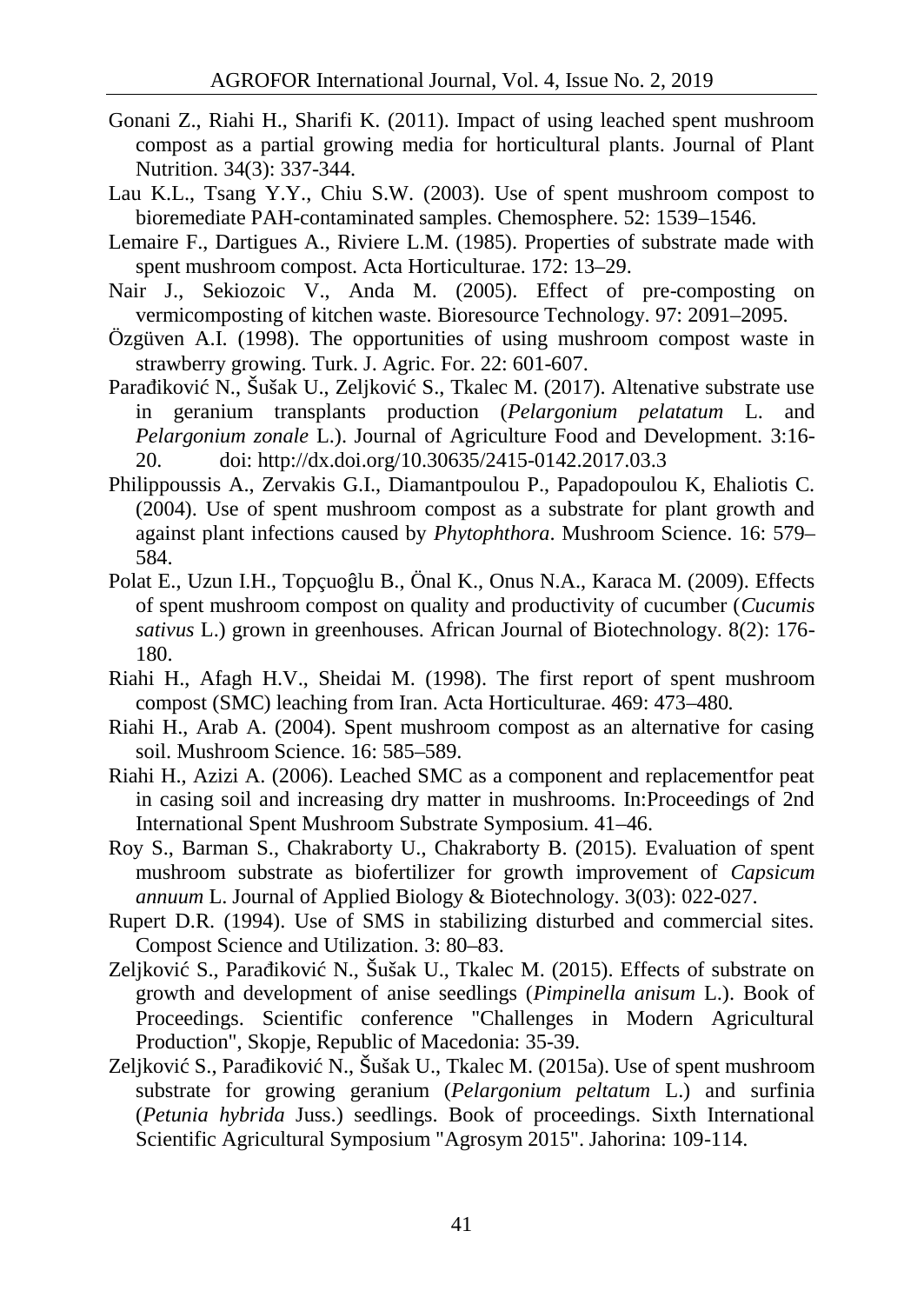Gonani Z., Riahi H., Sharifi K. (2011). Impact of using leached spent mushroom compost as a partial growing media for horticultural plants. Journal of Plant Nutrition. 34(3): 337-344.

Lau K.L., Tsang Y.Y., Chiu S.W. (2003). Use of spent mushroom compost to bioremediate PAH-contaminated samples. Chemosphere. 52: 1539–1546.

Lemaire F., Dartigues A., Riviere L.M. (1985). Properties of substrate made with spent mushroom compost. Acta Horticulturae. 172: 13–29.

Nair J., Sekiozoic V., Anda M. (2005). Effect of pre-composting on vermicomposting of kitchen waste. Bioresource Technology. 97: 2091–2095.

Özgüven A.I. (1998). The opportunities of using mushroom compost waste in strawberry growing. Turk. J. Agric. For. 22: 601-607.

Parađiković N., Šušak U., Zeljković S., Tkalec M. (2017). Altenative substrate use in geranium transplants production (*Pelargonium pelatatum* L. and *Pelargonium zonale* L.). Journal of Agriculture Food and Development. 3:16-20. doi: http://dx.doi.org/10.30635/2415-0142.2017.03.3

Philippoussis A., Zervakis G.I., Diamantpoulou P., Papadopoulou K, Ehaliotis C. (2004). Use of spent mushroom compost as a substrate for plant growth and against plant infections caused by *Phytophthora*. Mushroom Science. 16: 579–584.

Polat E., Uzun I.H., Topçuoĝlu B., Önal K., Onus N.A., Karaca M. (2009). Effects of spent mushroom compost on quality and productivity of cucumber (*Cucumis sativus* L.) grown in greenhouses. African Journal of Biotechnology. 8(2): 176-180.

Riahi H., Afagh H.V., Sheidai M. (1998). The first report of spent mushroom compost (SMC) leaching from Iran. Acta Horticulturae. 469: 473–480.

Riahi H., Arab A. (2004). Spent mushroom compost as an alternative for casing soil. Mushroom Science. 16: 585–589.

Riahi H., Azizi A. (2006). Leached SMC as a component and replacementfor peat in casing soil and increasing dry matter in mushrooms. In:Proceedings of 2nd International Spent Mushroom Substrate Symposium. 41–46.

Roy S., Barman S., Chakraborty U., Chakraborty B. (2015). Evaluation of spent mushroom substrate as biofertilizer for growth improvement of *Capsicum annuum* L. Journal of Applied Biology & Biotechnology. 3(03): 022-027.

Rupert D.R. (1994). Use of SMS in stabilizing disturbed and commercial sites. Compost Science and Utilization. 3: 80–83.

Zeljković S., Parađiković N., Šušak U., Tkalec M. (2015). Effects of substrate on growth and development of anise seedlings (*Pimpinella anisum* L.). Book of Proceedings. Scientific conference "Challenges in Modern Agricultural Production", Skopje, Republic of Macedonia: 35-39.

Zeljković S., Parađiković N., Šušak U., Tkalec M. (2015a). Use of spent mushroom substrate for growing geranium (*Pelargonium peltatum* L.) and surfinia (*Petunia hybrida* Juss.) seedlings. Book of proceedings. Sixth International Scientific Agricultural Symposium "Agrosym 2015". Jahorina: 109-114.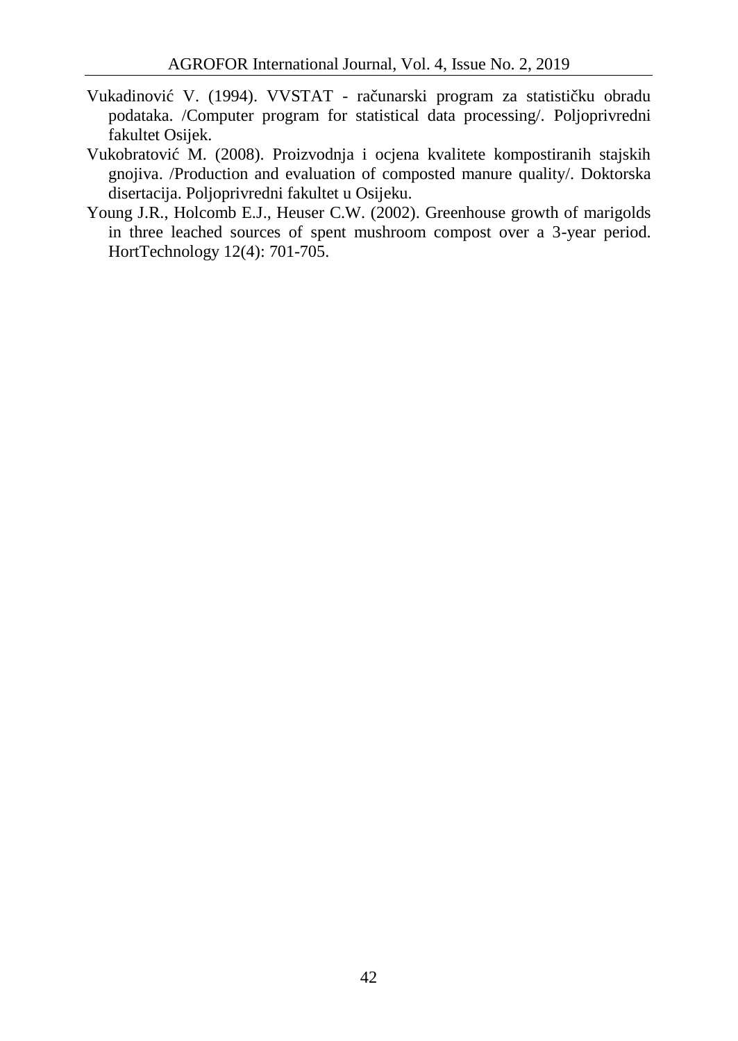Vukadinović V. (1994). VVSTAT - računarski program za statističku obradu podataka. /Computer program for statistical data processing/. Poljoprivredni fakultet Osijek.

Vukobratović M. (2008). Proizvodnja i ocjena kvalitete kompostiranih stajskih gnojiva. /Production and evaluation of composted manure quality/. Doktorska disertacija. Poljoprivredni fakultet u Osijeku.

Young J.R., Holcomb E.J., Heuser C.W. (2002). Greenhouse growth of marigolds in three leached sources of spent mushroom compost over a 3-year period. HortTechnology 12(4): 701-705.